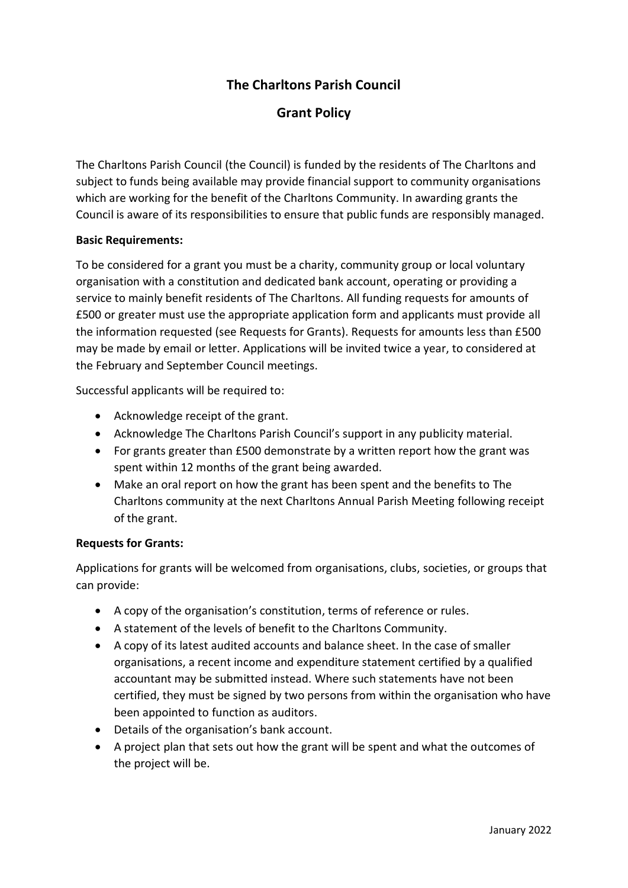# The Charltons Parish Council

## Grant Policy

The Charltons Parish Council (the Council) is funded by the residents of The Charltons and subject to funds being available may provide financial support to community organisations which are working for the benefit of the Charltons Community. In awarding grants the Council is aware of its responsibilities to ensure that public funds are responsibly managed.

**Basic Requirements:**

To be considered for a grant you must be a charity, community group or local voluntary organisation with a constitution and dedicated bank account, operating or providing a service to mainly benefit residents of The Charltons. All funding requests for amounts of £500 or greater must use the appropriate application form and applicants must provide all the information requested (see Requests for Grants). Requests for amounts less than £500 may be made by email or letter. Applications will be invited twice a year, to considered at the February and September Council meetings.

Successful applicants will be required to:

- Acknowledge receipt of the grant.
- Acknowledge The Charltons Parish Council's support in any publicity material.
- For grants greater than £500 demonstrate by a written report how the grant was spent within 12 months of the grant being awarded.
- Make an oral report on how the grant has been spent and the benefits to The Charltons community at the next Charltons Annual Parish Meeting following receipt of the grant.

**Requests for Grants:**

Applications for grants will be welcomed from organisations, clubs, societies, or groups that can provide:

- A copy of the organisation's constitution, terms of reference or rules.
- A statement of the levels of benefit to the Charltons Community.
- A copy of its latest audited accounts and balance sheet. In the case of smaller organisations, a recent income and expenditure statement certified by a qualified accountant may be submitted instead. Where such statements have not been certified, they must be signed by two persons from within the organisation who have been appointed to function as auditors.
- Details of the organisation's bank account.
- A project plan that sets out how the grant will be spent and what the outcomes of the project will be.

January 2022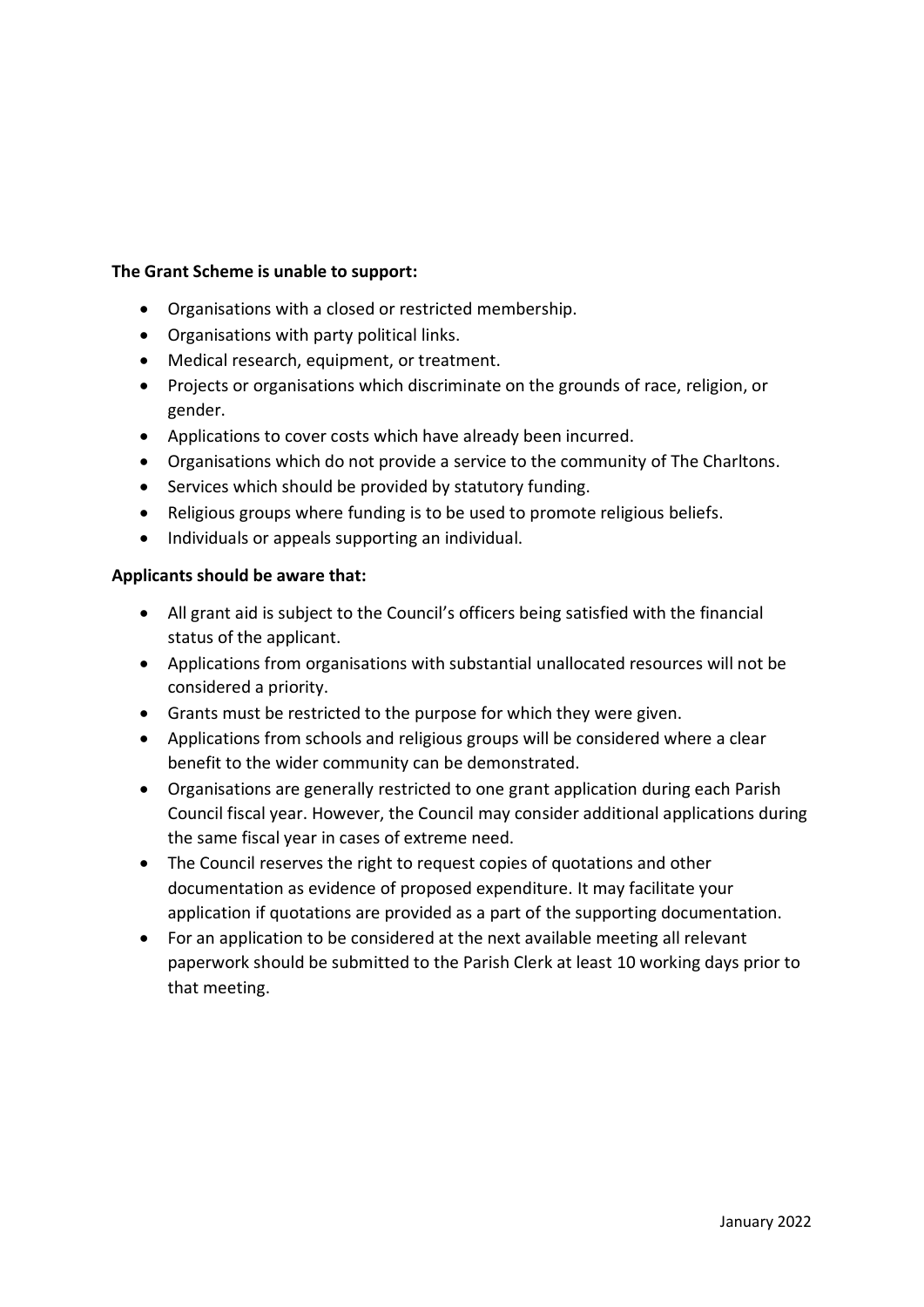**The Grant Scheme is unable to support:**

- Organisations with a closed or restricted membership.
- Organisations with party political links.
- Medical research, equipment, or treatment.
- Projects or organisations which discriminate on the grounds of race, religion, or gender.
- Applications to cover costs which have already been incurred.
- Organisations which do not provide a service to the community of The Charltons.
- Services which should be provided by statutory funding.
- Religious groups where funding is to be used to promote religious beliefs.
- Individuals or appeals supporting an individual.

**Applicants should be aware that:**

- All grant aid is subject to the Council's officers being satisfied with the financial status of the applicant.
- Applications from organisations with substantial unallocated resources will not be considered a priority.
- Grants must be restricted to the purpose for which they were given.
- Applications from schools and religious groups will be considered where a clear benefit to the wider community can be demonstrated.
- Organisations are generally restricted to one grant application during each Parish Council fiscal year. However, the Council may consider additional applications during the same fiscal year in cases of extreme need.
- The Council reserves the right to request copies of quotations and other documentation as evidence of proposed expenditure. It may facilitate your application if quotations are provided as a part of the supporting documentation.
- For an application to be considered at the next available meeting all relevant paperwork should be submitted to the Parish Clerk at least 10 working days prior to that meeting.

January 2022